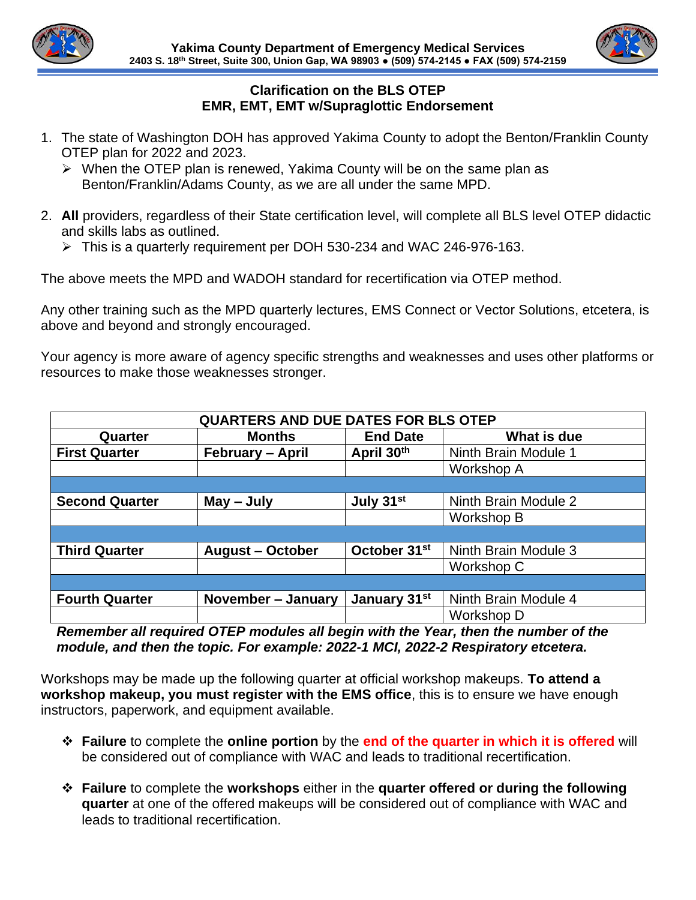**Yakima County Department of Emergency Medical Services**
**2403 S. 18th Street, Suite 300, Union Gap, WA 98903 ● (509) 574-2145 ● FAX (509) 574-2159**

## Clarification on the BLS OTEP
## EMR, EMT, EMT w/Supraglottic Endorsement

1. The state of Washington DOH has approved Yakima County to adopt the Benton/Franklin County OTEP plan for 2022 and 2023.
   - When the OTEP plan is renewed, Yakima County will be on the same plan as Benton/Franklin/Adams County, as we are all under the same MPD.
2. **All** providers, regardless of their State certification level, will complete all BLS level OTEP didactic and skills labs as outlined.
   - This is a quarterly requirement per DOH 530-234 and WAC 246-976-163.

The above meets the MPD and WADOH standard for recertification via OTEP method.

Any other training such as the MPD quarterly lectures, EMS Connect or Vector Solutions, etcetera, is above and beyond and strongly encouraged.

Your agency is more aware of agency specific strengths and weaknesses and uses other platforms or resources to make those weaknesses stronger.

| QUARTERS AND DUE DATES FOR BLS OTEP | | | |
|---|---|---|---|
| **Quarter** | **Months** | **End Date** | **What is due** |
| **First Quarter** | **February – April** | **April 30th** | Ninth Brain Module 1 |
| | | | Workshop A |
| | | | |
| **Second Quarter** | **May – July** | **July 31st** | Ninth Brain Module 2 |
| | | | Workshop B |
| | | | |
| **Third Quarter** | **August – October** | **October 31st** | Ninth Brain Module 3 |
| | | | Workshop C |
| | | | |
| **Fourth Quarter** | **November – January** | **January 31st** | Ninth Brain Module 4 |
| | | | Workshop D |

***Remember all required OTEP modules all begin with the Year, then the number of the module, and then the topic. For example: 2022-1 MCI, 2022-2 Respiratory etcetera.***

Workshops may be made up the following quarter at official workshop makeups. **To attend a workshop makeup, you must register with the EMS office**, this is to ensure we have enough instructors, paperwork, and equipment available.

- **Failure** to complete the **online portion** by the **end of the quarter in which it is offered** will be considered out of compliance with WAC and leads to traditional recertification.
- **Failure** to complete the **workshops** either in the **quarter offered or during the following quarter** at one of the offered makeups will be considered out of compliance with WAC and leads to traditional recertification.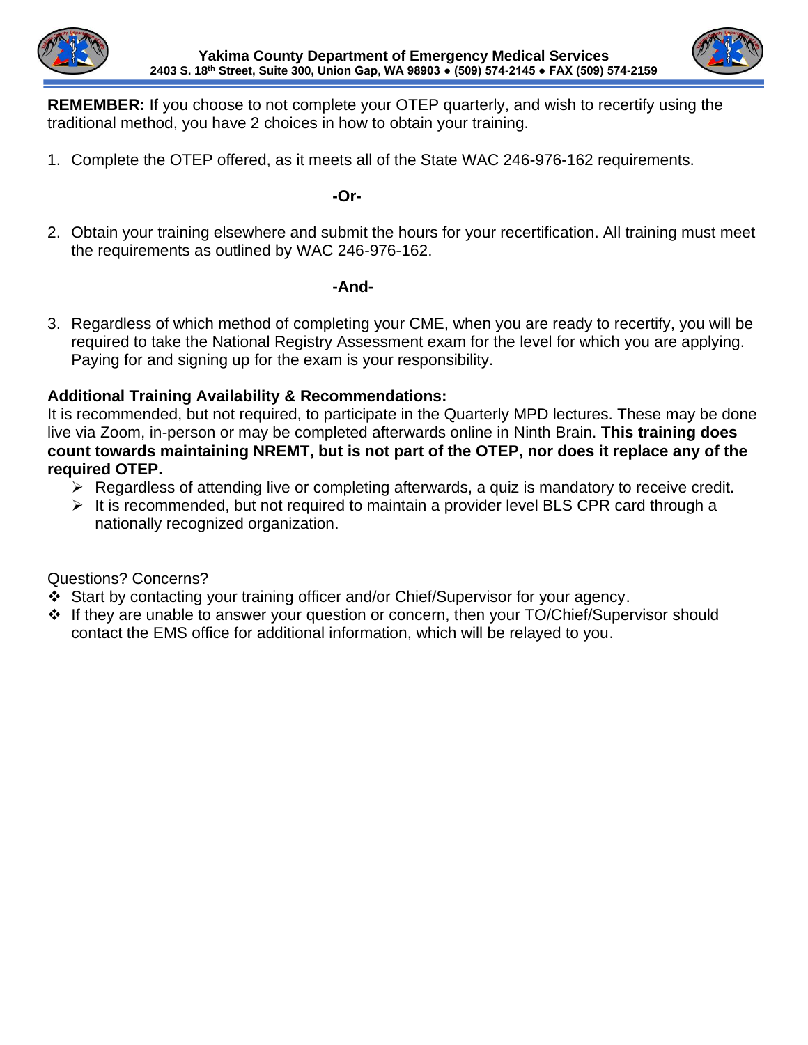**REMEMBER:** If you choose to not complete your OTEP quarterly, and wish to recertify using the traditional method, you have 2 choices in how to obtain your training.

1. Complete the OTEP offered, as it meets all of the State WAC 246-976-162 requirements.

**-Or-**

2. Obtain your training elsewhere and submit the hours for your recertification. All training must meet the requirements as outlined by WAC 246-976-162.

**-And-**

3. Regardless of which method of completing your CME, when you are ready to recertify, you will be required to take the National Registry Assessment exam for the level for which you are applying. Paying for and signing up for the exam is your responsibility.

**Additional Training Availability & Recommendations:**

It is recommended, but not required, to participate in the Quarterly MPD lectures. These may be done live via Zoom, in-person or may be completed afterwards online in Ninth Brain. **This training does count towards maintaining NREMT, but is not part of the OTEP, nor does it replace any of the required OTEP.**

- Regardless of attending live or completing afterwards, a quiz is mandatory to receive credit.
- It is recommended, but not required to maintain a provider level BLS CPR card through a nationally recognized organization.

Questions? Concerns?

- Start by contacting your training officer and/or Chief/Supervisor for your agency.
- If they are unable to answer your question or concern, then your TO/Chief/Supervisor should contact the EMS office for additional information, which will be relayed to you.